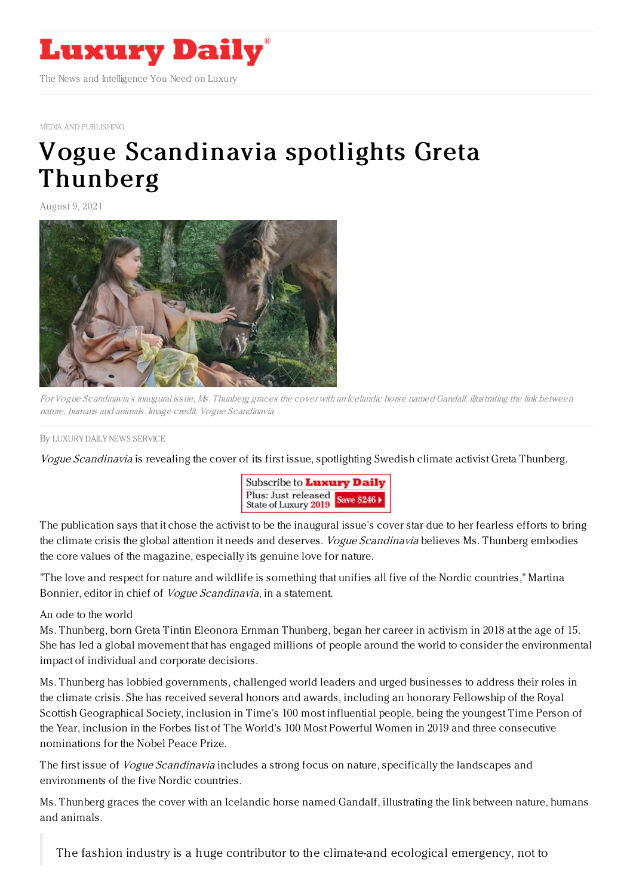# Luxury Daily

The News and Intelligence You Need on Luxury

MEDIA AND PUBLISHING

# Vogue Scandinavia spotlights Greta Thunberg

August 9, 2021

*For Vogue Scandinavia's inaugural issue, Ms. Thunberg graces the cover with an Icelandic horse named Gandalf, illustrating the link between nature, humans and animals. Image credit: Vogue Scandinavia*

By LUXURY DAILY NEWS SERVICE

*Vogue Scandinavia* is revealing the cover of its first issue, spotlighting Swedish climate activist Greta Thunberg.

The publication says that it chose the activist to be the inaugural issue's cover star due to her fearless efforts to bring the climate crisis the global attention it needs and deserves. *Vogue Scandinavia* believes Ms. Thunberg embodies the core values of the magazine, especially its genuine love for nature.

"The love and respect for nature and wildlife is something that unifies all five of the Nordic countries," Martina Bonnier, editor in chief of *Vogue Scandinavia*, in a statement.

An ode to the world

Ms. Thunberg, born Greta Tintin Eleonora Ernman Thunberg, began her career in activism in 2018 at the age of 15. She has led a global movement that has engaged millions of people around the world to consider the environmental impact of individual and corporate decisions.

Ms. Thunberg has lobbied governments, challenged world leaders and urged businesses to address their roles in the climate crisis. She has received several honors and awards, including an honorary Fellowship of the Royal Scottish Geographical Society, inclusion in Time's 100 most influential people, being the youngest Time Person of the Year, inclusion in the Forbes list of The World's 100 Most Powerful Women in 2019 and three consecutive nominations for the Nobel Peace Prize.

The first issue of *Vogue Scandinavia* includes a strong focus on nature, specifically the landscapes and environments of the five Nordic countries.

Ms. Thunberg graces the cover with an Icelandic horse named Gandalf, illustrating the link between nature, humans and animals.

> The fashion industry is a huge contributor to the climate-and ecological emergency, not to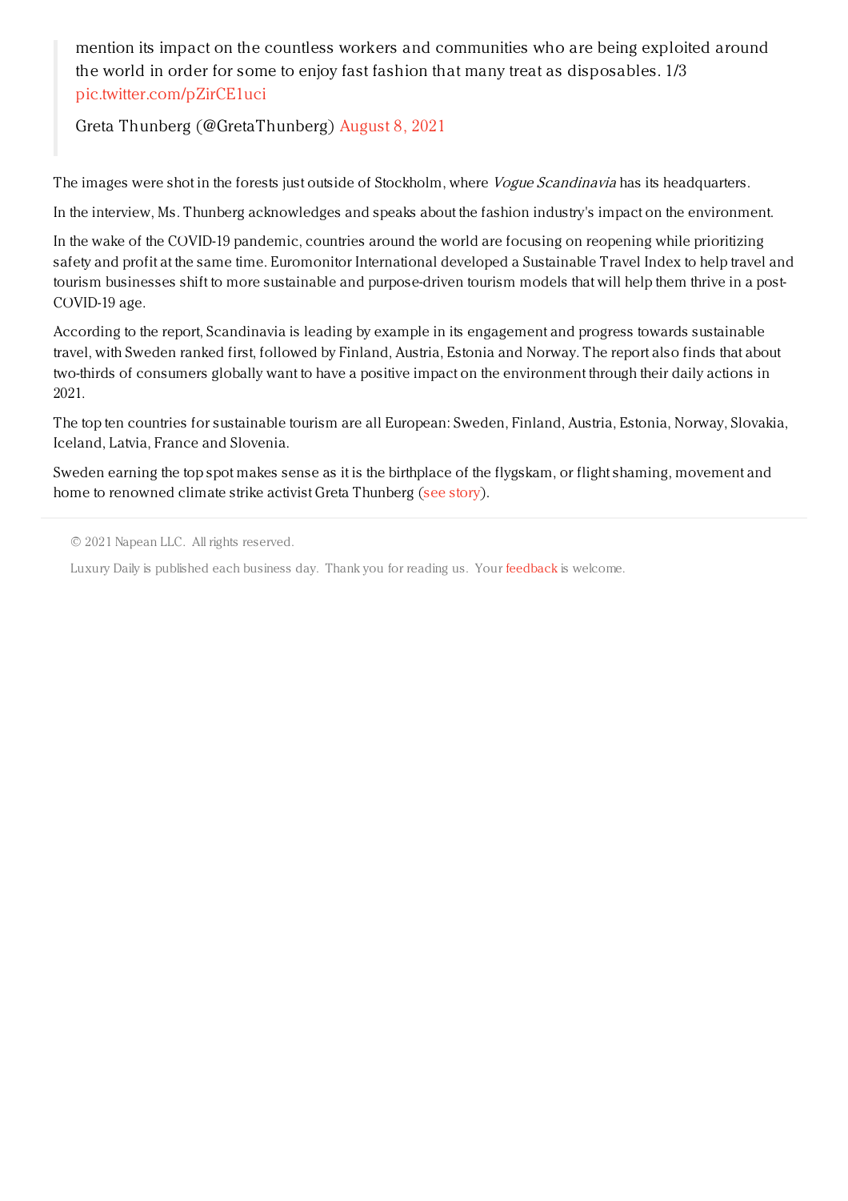> mention its impact on the countless workers and communities who are being exploited around the world in order for some to enjoy fast fashion that many treat as disposables. 1/3 pic.twitter.com/pZirCE1uci
>
> Greta Thunberg (@GretaThunberg) August 8, 2021

The images were shot in the forests just outside of Stockholm, where *Vogue Scandinavia* has its headquarters.

In the interview, Ms. Thunberg acknowledges and speaks about the fashion industry's impact on the environment.

In the wake of the COVID-19 pandemic, countries around the world are focusing on reopening while prioritizing safety and profit at the same time. Euromonitor International developed a Sustainable Travel Index to help travel and tourism businesses shift to more sustainable and purpose-driven tourism models that will help them thrive in a post-COVID-19 age.

According to the report, Scandinavia is leading by example in its engagement and progress towards sustainable travel, with Sweden ranked first, followed by Finland, Austria, Estonia and Norway. The report also finds that about two-thirds of consumers globally want to have a positive impact on the environment through their daily actions in 2021.

The top ten countries for sustainable tourism are all European: Sweden, Finland, Austria, Estonia, Norway, Slovakia, Iceland, Latvia, France and Slovenia.

Sweden earning the top spot makes sense as it is the birthplace of the flygskam, or flight shaming, movement and home to renowned climate strike activist Greta Thunberg (see story).

© 2021 Napean LLC. All rights reserved.

Luxury Daily is published each business day. Thank you for reading us. Your feedback is welcome.